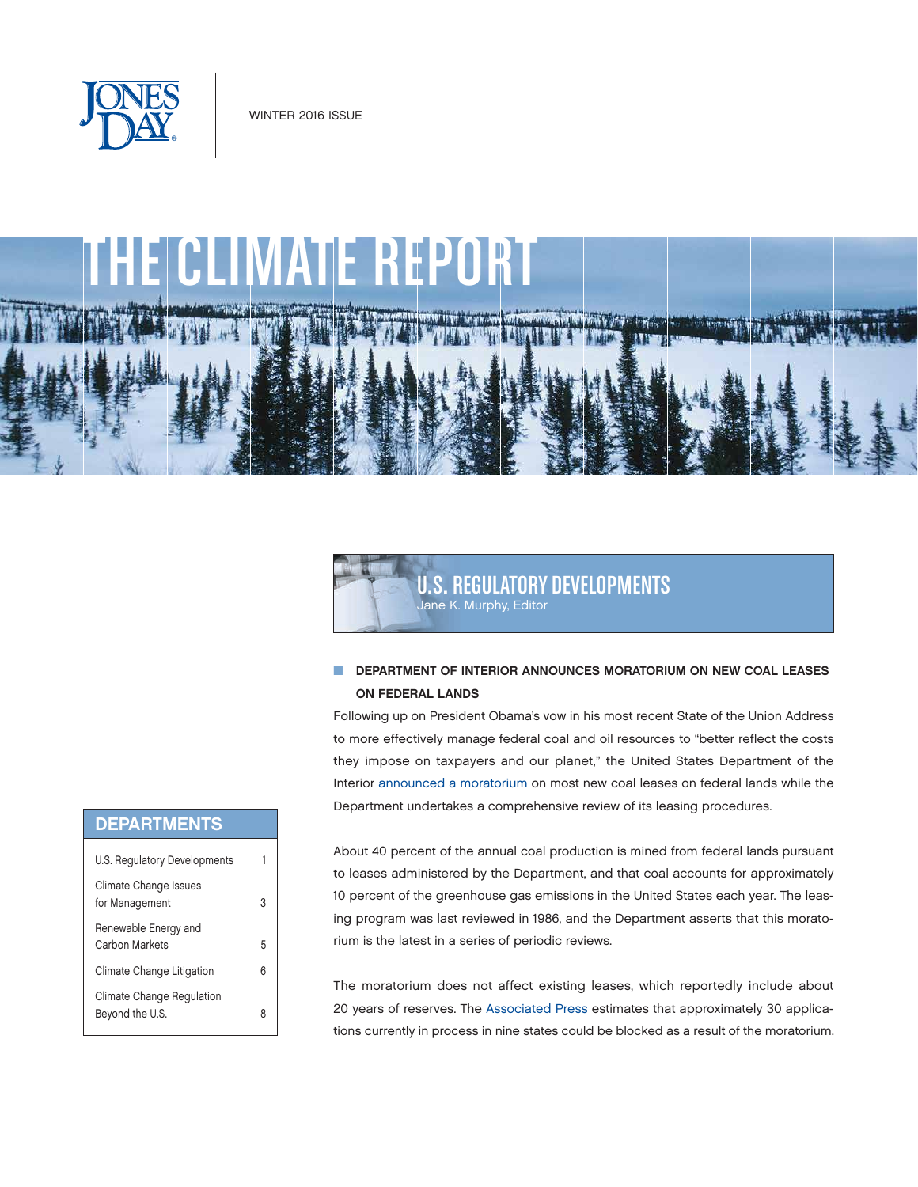WINTER 2016 ISSUE

# THE CLIMATE REPORT

## DEPARTMENTS

| | |
|---|---|
| U.S. Regulatory Developments | 1 |
| Climate Change Issues for Management | 3 |
| Renewable Energy and Carbon Markets | 5 |
| Climate Change Litigation | 6 |
| Climate Change Regulation Beyond the U.S. | 8 |

## U.S. REGULATORY DEVELOPMENTS

Jane K. Murphy, Editor

### DEPARTMENT OF INTERIOR ANNOUNCES MORATORIUM ON NEW COAL LEASES ON FEDERAL LANDS

Following up on President Obama's vow in his most recent State of the Union Address to more effectively manage federal coal and oil resources to "better reflect the costs they impose on taxpayers and our planet," the United States Department of the Interior announced a moratorium on most new coal leases on federal lands while the Department undertakes a comprehensive review of its leasing procedures.

About 40 percent of the annual coal production is mined from federal lands pursuant to leases administered by the Department, and that coal accounts for approximately 10 percent of the greenhouse gas emissions in the United States each year. The leasing program was last reviewed in 1986, and the Department asserts that this moratorium is the latest in a series of periodic reviews.

The moratorium does not affect existing leases, which reportedly include about 20 years of reserves. The Associated Press estimates that approximately 30 applications currently in process in nine states could be blocked as a result of the moratorium.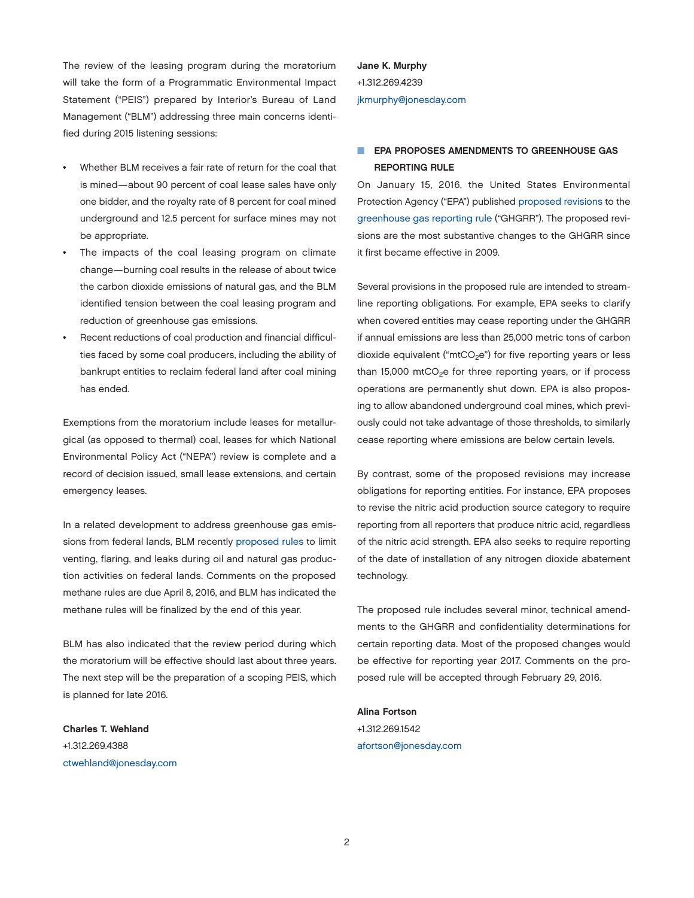The review of the leasing program during the moratorium will take the form of a Programmatic Environmental Impact Statement ("PEIS") prepared by Interior's Bureau of Land Management ("BLM") addressing three main concerns identified during 2015 listening sessions:

- Whether BLM receives a fair rate of return for the coal that is mined—about 90 percent of coal lease sales have only one bidder, and the royalty rate of 8 percent for coal mined underground and 12.5 percent for surface mines may not be appropriate.
- The impacts of the coal leasing program on climate change—burning coal results in the release of about twice the carbon dioxide emissions of natural gas, and the BLM identified tension between the coal leasing program and reduction of greenhouse gas emissions.
- Recent reductions of coal production and financial difficulties faced by some coal producers, including the ability of bankrupt entities to reclaim federal land after coal mining has ended.

Exemptions from the moratorium include leases for metallurgical (as opposed to thermal) coal, leases for which National Environmental Policy Act ("NEPA") review is complete and a record of decision issued, small lease extensions, and certain emergency leases.

In a related development to address greenhouse gas emissions from federal lands, BLM recently proposed rules to limit venting, flaring, and leaks during oil and natural gas production activities on federal lands. Comments on the proposed methane rules are due April 8, 2016, and BLM has indicated the methane rules will be finalized by the end of this year.

BLM has also indicated that the review period during which the moratorium will be effective should last about three years. The next step will be the preparation of a scoping PEIS, which is planned for late 2016.

**Charles T. Wehland**
+1.312.269.4388
ctwehland@jonesday.com

**Jane K. Murphy**
+1.312.269.4239
jkmurphy@jonesday.com

## EPA PROPOSES AMENDMENTS TO GREENHOUSE GAS REPORTING RULE

On January 15, 2016, the United States Environmental Protection Agency ("EPA") published proposed revisions to the greenhouse gas reporting rule ("GHGRR"). The proposed revisions are the most substantive changes to the GHGRR since it first became effective in 2009.

Several provisions in the proposed rule are intended to streamline reporting obligations. For example, EPA seeks to clarify when covered entities may cease reporting under the GHGRR if annual emissions are less than 25,000 metric tons of carbon dioxide equivalent ("mt$CO_2$e") for five reporting years or less than 15,000 mt$CO_2$e for three reporting years, or if process operations are permanently shut down. EPA is also proposing to allow abandoned underground coal mines, which previously could not take advantage of those thresholds, to similarly cease reporting where emissions are below certain levels.

By contrast, some of the proposed revisions may increase obligations for reporting entities. For instance, EPA proposes to revise the nitric acid production source category to require reporting from all reporters that produce nitric acid, regardless of the nitric acid strength. EPA also seeks to require reporting of the date of installation of any nitrogen dioxide abatement technology.

The proposed rule includes several minor, technical amendments to the GHGRR and confidentiality determinations for certain reporting data. Most of the proposed changes would be effective for reporting year 2017. Comments on the proposed rule will be accepted through February 29, 2016.

**Alina Fortson**
+1.312.269.1542
afortson@jonesday.com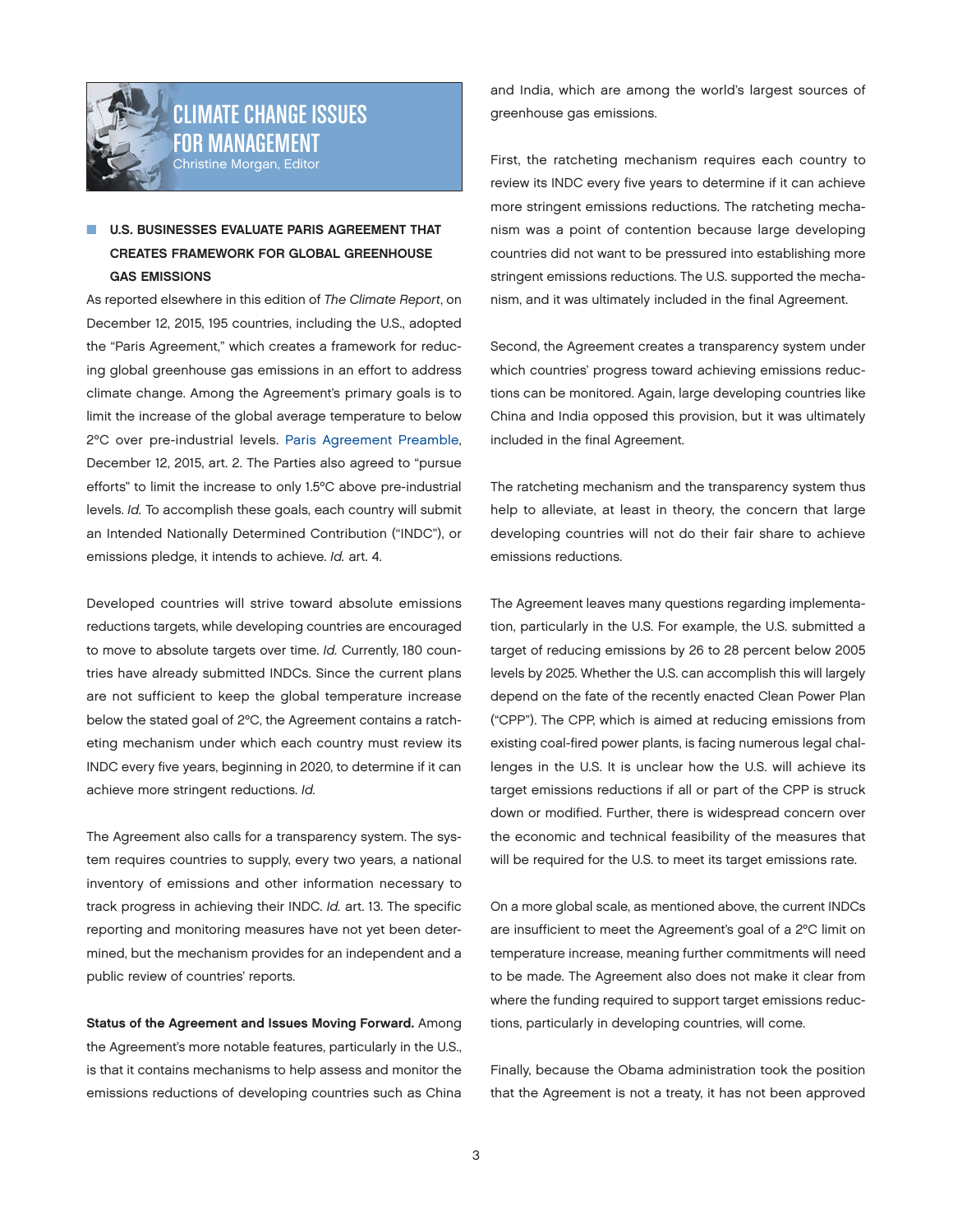# CLIMATE CHANGE ISSUES FOR MANAGEMENT

Christine Morgan, Editor

## U.S. BUSINESSES EVALUATE PARIS AGREEMENT THAT CREATES FRAMEWORK FOR GLOBAL GREENHOUSE GAS EMISSIONS

As reported elsewhere in this edition of *The Climate Report*, on December 12, 2015, 195 countries, including the U.S., adopted the "Paris Agreement," which creates a framework for reducing global greenhouse gas emissions in an effort to address climate change. Among the Agreement's primary goals is to limit the increase of the global average temperature to below 2°C over pre-industrial levels. Paris Agreement Preamble, December 12, 2015, art. 2. The Parties also agreed to "pursue efforts" to limit the increase to only 1.5°C above pre-industrial levels. *Id.* To accomplish these goals, each country will submit an Intended Nationally Determined Contribution ("INDC"), or emissions pledge, it intends to achieve. *Id.* art. 4.

Developed countries will strive toward absolute emissions reductions targets, while developing countries are encouraged to move to absolute targets over time. *Id.* Currently, 180 countries have already submitted INDCs. Since the current plans are not sufficient to keep the global temperature increase below the stated goal of 2°C, the Agreement contains a ratcheting mechanism under which each country must review its INDC every five years, beginning in 2020, to determine if it can achieve more stringent reductions. *Id.*

The Agreement also calls for a transparency system. The system requires countries to supply, every two years, a national inventory of emissions and other information necessary to track progress in achieving their INDC. *Id.* art. 13. The specific reporting and monitoring measures have not yet been determined, but the mechanism provides for an independent and a public review of countries' reports.

**Status of the Agreement and Issues Moving Forward.** Among the Agreement's more notable features, particularly in the U.S., is that it contains mechanisms to help assess and monitor the emissions reductions of developing countries such as China and India, which are among the world's largest sources of greenhouse gas emissions.

First, the ratcheting mechanism requires each country to review its INDC every five years to determine if it can achieve more stringent emissions reductions. The ratcheting mechanism was a point of contention because large developing countries did not want to be pressured into establishing more stringent emissions reductions. The U.S. supported the mechanism, and it was ultimately included in the final Agreement.

Second, the Agreement creates a transparency system under which countries' progress toward achieving emissions reductions can be monitored. Again, large developing countries like China and India opposed this provision, but it was ultimately included in the final Agreement.

The ratcheting mechanism and the transparency system thus help to alleviate, at least in theory, the concern that large developing countries will not do their fair share to achieve emissions reductions.

The Agreement leaves many questions regarding implementation, particularly in the U.S. For example, the U.S. submitted a target of reducing emissions by 26 to 28 percent below 2005 levels by 2025. Whether the U.S. can accomplish this will largely depend on the fate of the recently enacted Clean Power Plan ("CPP"). The CPP, which is aimed at reducing emissions from existing coal-fired power plants, is facing numerous legal challenges in the U.S. It is unclear how the U.S. will achieve its target emissions reductions if all or part of the CPP is struck down or modified. Further, there is widespread concern over the economic and technical feasibility of the measures that will be required for the U.S. to meet its target emissions rate.

On a more global scale, as mentioned above, the current INDCs are insufficient to meet the Agreement's goal of a 2°C limit on temperature increase, meaning further commitments will need to be made. The Agreement also does not make it clear from where the funding required to support target emissions reductions, particularly in developing countries, will come.

Finally, because the Obama administration took the position that the Agreement is not a treaty, it has not been approved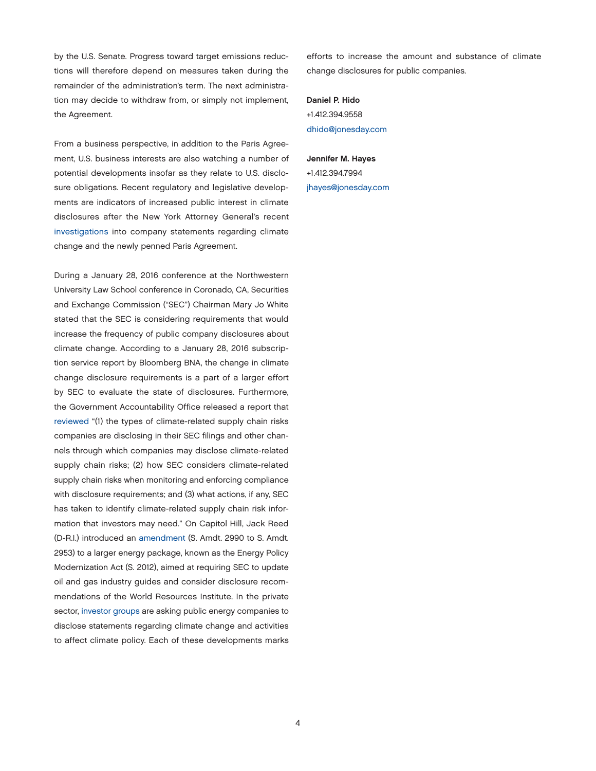by the U.S. Senate. Progress toward target emissions reductions will therefore depend on measures taken during the remainder of the administration's term. The next administration may decide to withdraw from, or simply not implement, the Agreement.

From a business perspective, in addition to the Paris Agreement, U.S. business interests are also watching a number of potential developments insofar as they relate to U.S. disclosure obligations. Recent regulatory and legislative developments are indicators of increased public interest in climate disclosures after the New York Attorney General's recent investigations into company statements regarding climate change and the newly penned Paris Agreement.

During a January 28, 2016 conference at the Northwestern University Law School conference in Coronado, CA, Securities and Exchange Commission ("SEC") Chairman Mary Jo White stated that the SEC is considering requirements that would increase the frequency of public company disclosures about climate change. According to a January 28, 2016 subscription service report by Bloomberg BNA, the change in climate change disclosure requirements is a part of a larger effort by SEC to evaluate the state of disclosures. Furthermore, the Government Accountability Office released a report that reviewed "(1) the types of climate-related supply chain risks companies are disclosing in their SEC filings and other channels through which companies may disclose climate-related supply chain risks; (2) how SEC considers climate-related supply chain risks when monitoring and enforcing compliance with disclosure requirements; and (3) what actions, if any, SEC has taken to identify climate-related supply chain risk information that investors may need." On Capitol Hill, Jack Reed (D-R.I.) introduced an amendment (S. Amdt. 2990 to S. Amdt. 2953) to a larger energy package, known as the Energy Policy Modernization Act (S. 2012), aimed at requiring SEC to update oil and gas industry guides and consider disclosure recommendations of the World Resources Institute. In the private sector, investor groups are asking public energy companies to disclose statements regarding climate change and activities to affect climate policy. Each of these developments marks efforts to increase the amount and substance of climate change disclosures for public companies.

**Daniel P. Hido**
+1.412.394.9558
dhido@jonesday.com

**Jennifer M. Hayes**
+1.412.394.7994
jhayes@jonesday.com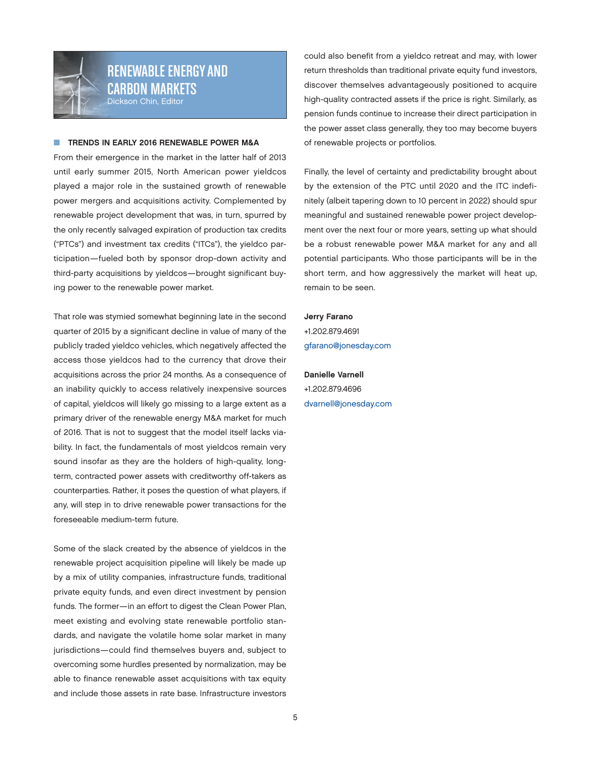# RENEWABLE ENERGY AND CARBON MARKETS

Dickson Chin, Editor

## TRENDS IN EARLY 2016 RENEWABLE POWER M&A

From their emergence in the market in the latter half of 2013 until early summer 2015, North American power yieldcos played a major role in the sustained growth of renewable power mergers and acquisitions activity. Complemented by renewable project development that was, in turn, spurred by the only recently salvaged expiration of production tax credits ("PTCs") and investment tax credits ("ITCs"), the yieldco participation—fueled both by sponsor drop-down activity and third-party acquisitions by yieldcos—brought significant buying power to the renewable power market.

That role was stymied somewhat beginning late in the second quarter of 2015 by a significant decline in value of many of the publicly traded yieldco vehicles, which negatively affected the access those yieldcos had to the currency that drove their acquisitions across the prior 24 months. As a consequence of an inability quickly to access relatively inexpensive sources of capital, yieldcos will likely go missing to a large extent as a primary driver of the renewable energy M&A market for much of 2016. That is not to suggest that the model itself lacks viability. In fact, the fundamentals of most yieldcos remain very sound insofar as they are the holders of high-quality, long-term, contracted power assets with creditworthy off-takers as counterparties. Rather, it poses the question of what players, if any, will step in to drive renewable power transactions for the foreseeable medium-term future.

Some of the slack created by the absence of yieldcos in the renewable project acquisition pipeline will likely be made up by a mix of utility companies, infrastructure funds, traditional private equity funds, and even direct investment by pension funds. The former—in an effort to digest the Clean Power Plan, meet existing and evolving state renewable portfolio standards, and navigate the volatile home solar market in many jurisdictions—could find themselves buyers and, subject to overcoming some hurdles presented by normalization, may be able to finance renewable asset acquisitions with tax equity and include those assets in rate base. Infrastructure investors could also benefit from a yieldco retreat and may, with lower return thresholds than traditional private equity fund investors, discover themselves advantageously positioned to acquire high-quality contracted assets if the price is right. Similarly, as pension funds continue to increase their direct participation in the power asset class generally, they too may become buyers of renewable projects or portfolios.

Finally, the level of certainty and predictability brought about by the extension of the PTC until 2020 and the ITC indefinitely (albeit tapering down to 10 percent in 2022) should spur meaningful and sustained renewable power project development over the next four or more years, setting up what should be a robust renewable power M&A market for any and all potential participants. Who those participants will be in the short term, and how aggressively the market will heat up, remain to be seen.

**Jerry Farano**
+1.202.879.4691
gfarano@jonesday.com

**Danielle Varnell**
+1.202.879.4696
dvarnell@jonesday.com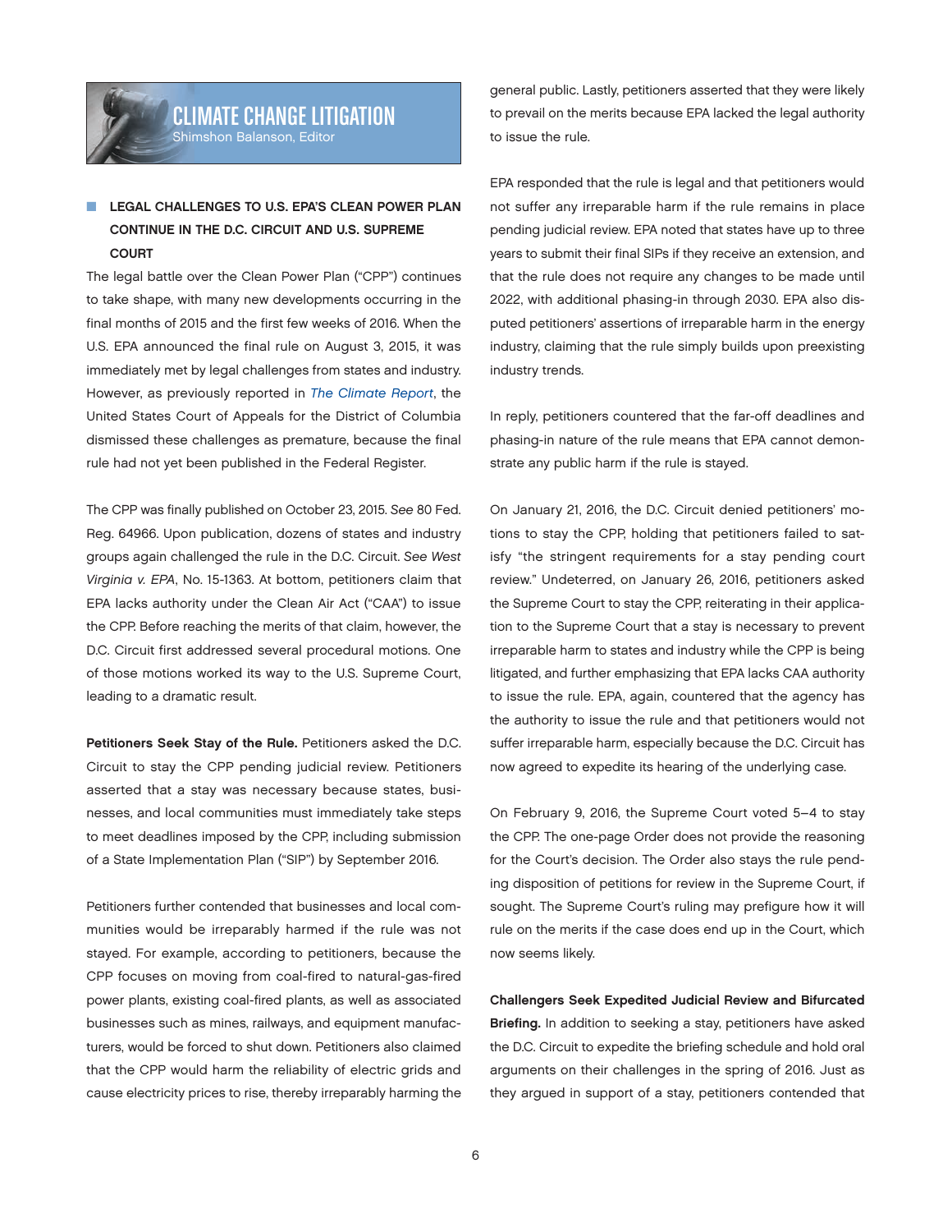## CLIMATE CHANGE LITIGATION

Shimshon Balanson, Editor

### LEGAL CHALLENGES TO U.S. EPA'S CLEAN POWER PLAN CONTINUE IN THE D.C. CIRCUIT AND U.S. SUPREME COURT

The legal battle over the Clean Power Plan ("CPP") continues to take shape, with many new developments occurring in the final months of 2015 and the first few weeks of 2016. When the U.S. EPA announced the final rule on August 3, 2015, it was immediately met by legal challenges from states and industry. However, as previously reported in *The Climate Report*, the United States Court of Appeals for the District of Columbia dismissed these challenges as premature, because the final rule had not yet been published in the Federal Register.

The CPP was finally published on October 23, 2015. *See* 80 Fed. Reg. 64966. Upon publication, dozens of states and industry groups again challenged the rule in the D.C. Circuit. *See West Virginia v. EPA*, No. 15-1363. At bottom, petitioners claim that EPA lacks authority under the Clean Air Act ("CAA") to issue the CPP. Before reaching the merits of that claim, however, the D.C. Circuit first addressed several procedural motions. One of those motions worked its way to the U.S. Supreme Court, leading to a dramatic result.

**Petitioners Seek Stay of the Rule.** Petitioners asked the D.C. Circuit to stay the CPP pending judicial review. Petitioners asserted that a stay was necessary because states, businesses, and local communities must immediately take steps to meet deadlines imposed by the CPP, including submission of a State Implementation Plan ("SIP") by September 2016.

Petitioners further contended that businesses and local communities would be irreparably harmed if the rule was not stayed. For example, according to petitioners, because the CPP focuses on moving from coal-fired to natural-gas-fired power plants, existing coal-fired plants, as well as associated businesses such as mines, railways, and equipment manufacturers, would be forced to shut down. Petitioners also claimed that the CPP would harm the reliability of electric grids and cause electricity prices to rise, thereby irreparably harming the general public. Lastly, petitioners asserted that they were likely to prevail on the merits because EPA lacked the legal authority to issue the rule.

EPA responded that the rule is legal and that petitioners would not suffer any irreparable harm if the rule remains in place pending judicial review. EPA noted that states have up to three years to submit their final SIPs if they receive an extension, and that the rule does not require any changes to be made until 2022, with additional phasing-in through 2030. EPA also disputed petitioners' assertions of irreparable harm in the energy industry, claiming that the rule simply builds upon preexisting industry trends.

In reply, petitioners countered that the far-off deadlines and phasing-in nature of the rule means that EPA cannot demonstrate any public harm if the rule is stayed.

On January 21, 2016, the D.C. Circuit denied petitioners' motions to stay the CPP, holding that petitioners failed to satisfy "the stringent requirements for a stay pending court review." Undeterred, on January 26, 2016, petitioners asked the Supreme Court to stay the CPP, reiterating in their application to the Supreme Court that a stay is necessary to prevent irreparable harm to states and industry while the CPP is being litigated, and further emphasizing that EPA lacks CAA authority to issue the rule. EPA, again, countered that the agency has the authority to issue the rule and that petitioners would not suffer irreparable harm, especially because the D.C. Circuit has now agreed to expedite its hearing of the underlying case.

On February 9, 2016, the Supreme Court voted 5–4 to stay the CPP. The one-page Order does not provide the reasoning for the Court's decision. The Order also stays the rule pending disposition of petitions for review in the Supreme Court, if sought. The Supreme Court's ruling may prefigure how it will rule on the merits if the case does end up in the Court, which now seems likely.

**Challengers Seek Expedited Judicial Review and Bifurcated Briefing.** In addition to seeking a stay, petitioners have asked the D.C. Circuit to expedite the briefing schedule and hold oral arguments on their challenges in the spring of 2016. Just as they argued in support of a stay, petitioners contended that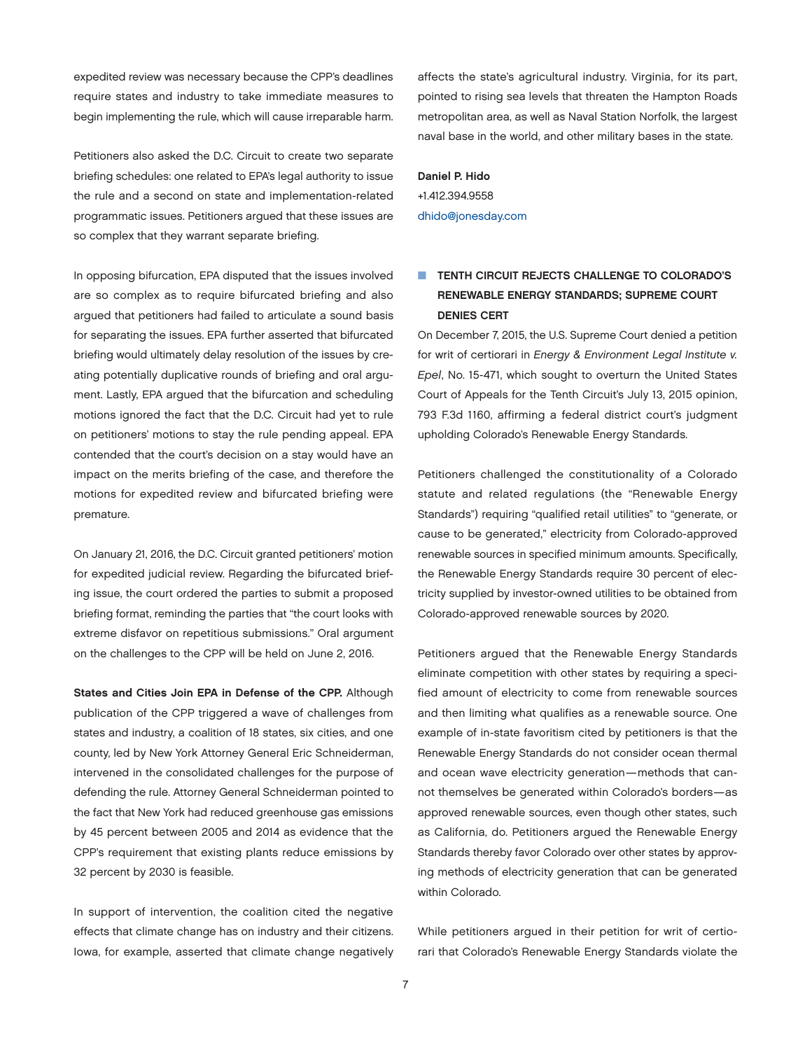expedited review was necessary because the CPP's deadlines require states and industry to take immediate measures to begin implementing the rule, which will cause irreparable harm.

Petitioners also asked the D.C. Circuit to create two separate briefing schedules: one related to EPA's legal authority to issue the rule and a second on state and implementation-related programmatic issues. Petitioners argued that these issues are so complex that they warrant separate briefing.

In opposing bifurcation, EPA disputed that the issues involved are so complex as to require bifurcated briefing and also argued that petitioners had failed to articulate a sound basis for separating the issues. EPA further asserted that bifurcated briefing would ultimately delay resolution of the issues by creating potentially duplicative rounds of briefing and oral argument. Lastly, EPA argued that the bifurcation and scheduling motions ignored the fact that the D.C. Circuit had yet to rule on petitioners' motions to stay the rule pending appeal. EPA contended that the court's decision on a stay would have an impact on the merits briefing of the case, and therefore the motions for expedited review and bifurcated briefing were premature.

On January 21, 2016, the D.C. Circuit granted petitioners' motion for expedited judicial review. Regarding the bifurcated briefing issue, the court ordered the parties to submit a proposed briefing format, reminding the parties that "the court looks with extreme disfavor on repetitious submissions." Oral argument on the challenges to the CPP will be held on June 2, 2016.

**States and Cities Join EPA in Defense of the CPP.** Although publication of the CPP triggered a wave of challenges from states and industry, a coalition of 18 states, six cities, and one county, led by New York Attorney General Eric Schneiderman, intervened in the consolidated challenges for the purpose of defending the rule. Attorney General Schneiderman pointed to the fact that New York had reduced greenhouse gas emissions by 45 percent between 2005 and 2014 as evidence that the CPP's requirement that existing plants reduce emissions by 32 percent by 2030 is feasible.

In support of intervention, the coalition cited the negative effects that climate change has on industry and their citizens. Iowa, for example, asserted that climate change negatively affects the state's agricultural industry. Virginia, for its part, pointed to rising sea levels that threaten the Hampton Roads metropolitan area, as well as Naval Station Norfolk, the largest naval base in the world, and other military bases in the state.

**Daniel P. Hido**
+1.412.394.9558
dhido@jonesday.com

## TENTH CIRCUIT REJECTS CHALLENGE TO COLORADO'S RENEWABLE ENERGY STANDARDS; SUPREME COURT DENIES CERT

On December 7, 2015, the U.S. Supreme Court denied a petition for writ of certiorari in *Energy & Environment Legal Institute v. Epel*, No. 15-471, which sought to overturn the United States Court of Appeals for the Tenth Circuit's July 13, 2015 opinion, 793 F.3d 1160, affirming a federal district court's judgment upholding Colorado's Renewable Energy Standards.

Petitioners challenged the constitutionality of a Colorado statute and related regulations (the "Renewable Energy Standards") requiring "qualified retail utilities" to "generate, or cause to be generated," electricity from Colorado-approved renewable sources in specified minimum amounts. Specifically, the Renewable Energy Standards require 30 percent of electricity supplied by investor-owned utilities to be obtained from Colorado-approved renewable sources by 2020.

Petitioners argued that the Renewable Energy Standards eliminate competition with other states by requiring a specified amount of electricity to come from renewable sources and then limiting what qualifies as a renewable source. One example of in-state favoritism cited by petitioners is that the Renewable Energy Standards do not consider ocean thermal and ocean wave electricity generation—methods that cannot themselves be generated within Colorado's borders—as approved renewable sources, even though other states, such as California, do. Petitioners argued the Renewable Energy Standards thereby favor Colorado over other states by approving methods of electricity generation that can be generated within Colorado.

While petitioners argued in their petition for writ of certiorari that Colorado's Renewable Energy Standards violate the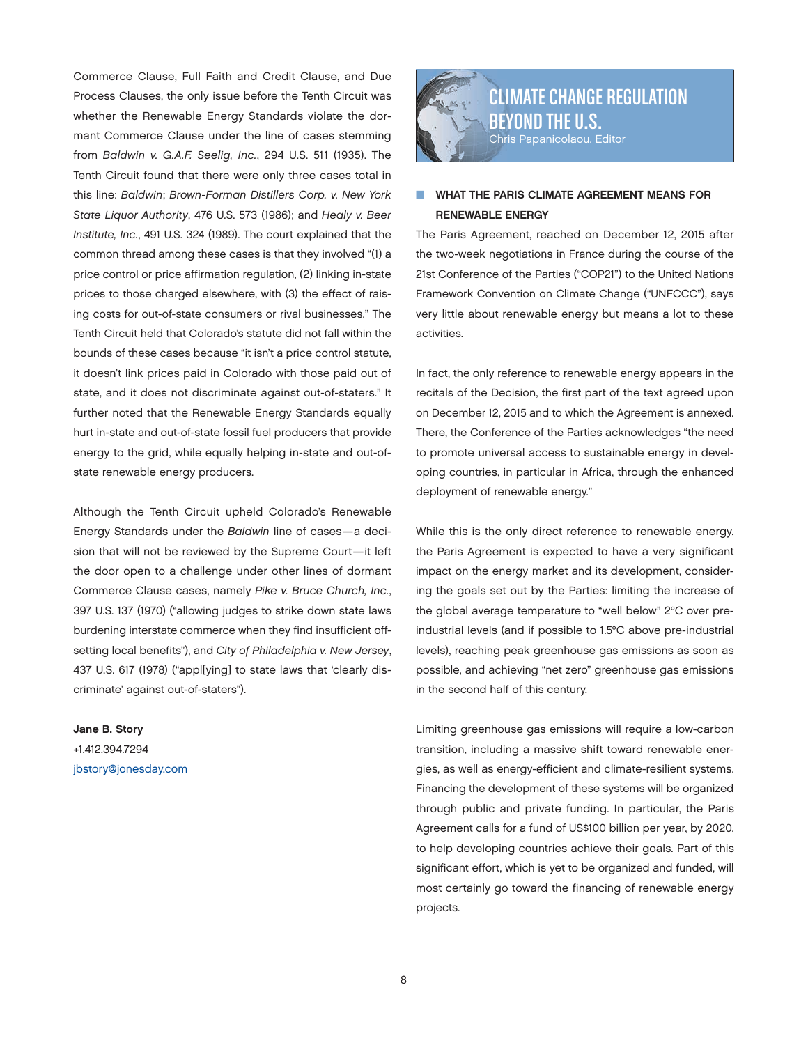Commerce Clause, Full Faith and Credit Clause, and Due Process Clauses, the only issue before the Tenth Circuit was whether the Renewable Energy Standards violate the dormant Commerce Clause under the line of cases stemming from *Baldwin v. G.A.F. Seelig, Inc.*, 294 U.S. 511 (1935). The Tenth Circuit found that there were only three cases total in this line: *Baldwin*; *Brown-Forman Distillers Corp. v. New York State Liquor Authority*, 476 U.S. 573 (1986); and *Healy v. Beer Institute, Inc.*, 491 U.S. 324 (1989). The court explained that the common thread among these cases is that they involved "(1) a price control or price affirmation regulation, (2) linking in-state prices to those charged elsewhere, with (3) the effect of raising costs for out-of-state consumers or rival businesses." The Tenth Circuit held that Colorado's statute did not fall within the bounds of these cases because "it isn't a price control statute, it doesn't link prices paid in Colorado with those paid out of state, and it does not discriminate against out-of-staters." It further noted that the Renewable Energy Standards equally hurt in-state and out-of-state fossil fuel producers that provide energy to the grid, while equally helping in-state and out-of-state renewable energy producers.

Although the Tenth Circuit upheld Colorado's Renewable Energy Standards under the *Baldwin* line of cases—a decision that will not be reviewed by the Supreme Court—it left the door open to a challenge under other lines of dormant Commerce Clause cases, namely *Pike v. Bruce Church, Inc.*, 397 U.S. 137 (1970) ("allowing judges to strike down state laws burdening interstate commerce when they find insufficient offsetting local benefits"), and *City of Philadelphia v. New Jersey*, 437 U.S. 617 (1978) ("appl[ying] to state laws that 'clearly discriminate' against out-of-staters").

**Jane B. Story**
+1.412.394.7294
jbstory@jonesday.com

# CLIMATE CHANGE REGULATION BEYOND THE U.S.

Chris Papanicolaou, Editor

## WHAT THE PARIS CLIMATE AGREEMENT MEANS FOR RENEWABLE ENERGY

The Paris Agreement, reached on December 12, 2015 after the two-week negotiations in France during the course of the 21st Conference of the Parties ("COP21") to the United Nations Framework Convention on Climate Change ("UNFCCC"), says very little about renewable energy but means a lot to these activities.

In fact, the only reference to renewable energy appears in the recitals of the Decision, the first part of the text agreed upon on December 12, 2015 and to which the Agreement is annexed. There, the Conference of the Parties acknowledges "the need to promote universal access to sustainable energy in developing countries, in particular in Africa, through the enhanced deployment of renewable energy."

While this is the only direct reference to renewable energy, the Paris Agreement is expected to have a very significant impact on the energy market and its development, considering the goals set out by the Parties: limiting the increase of the global average temperature to "well below" 2°C over pre-industrial levels (and if possible to 1.5°C above pre-industrial levels), reaching peak greenhouse gas emissions as soon as possible, and achieving "net zero" greenhouse gas emissions in the second half of this century.

Limiting greenhouse gas emissions will require a low-carbon transition, including a massive shift toward renewable energies, as well as energy-efficient and climate-resilient systems. Financing the development of these systems will be organized through public and private funding. In particular, the Paris Agreement calls for a fund of US$100 billion per year, by 2020, to help developing countries achieve their goals. Part of this significant effort, which is yet to be organized and funded, will most certainly go toward the financing of renewable energy projects.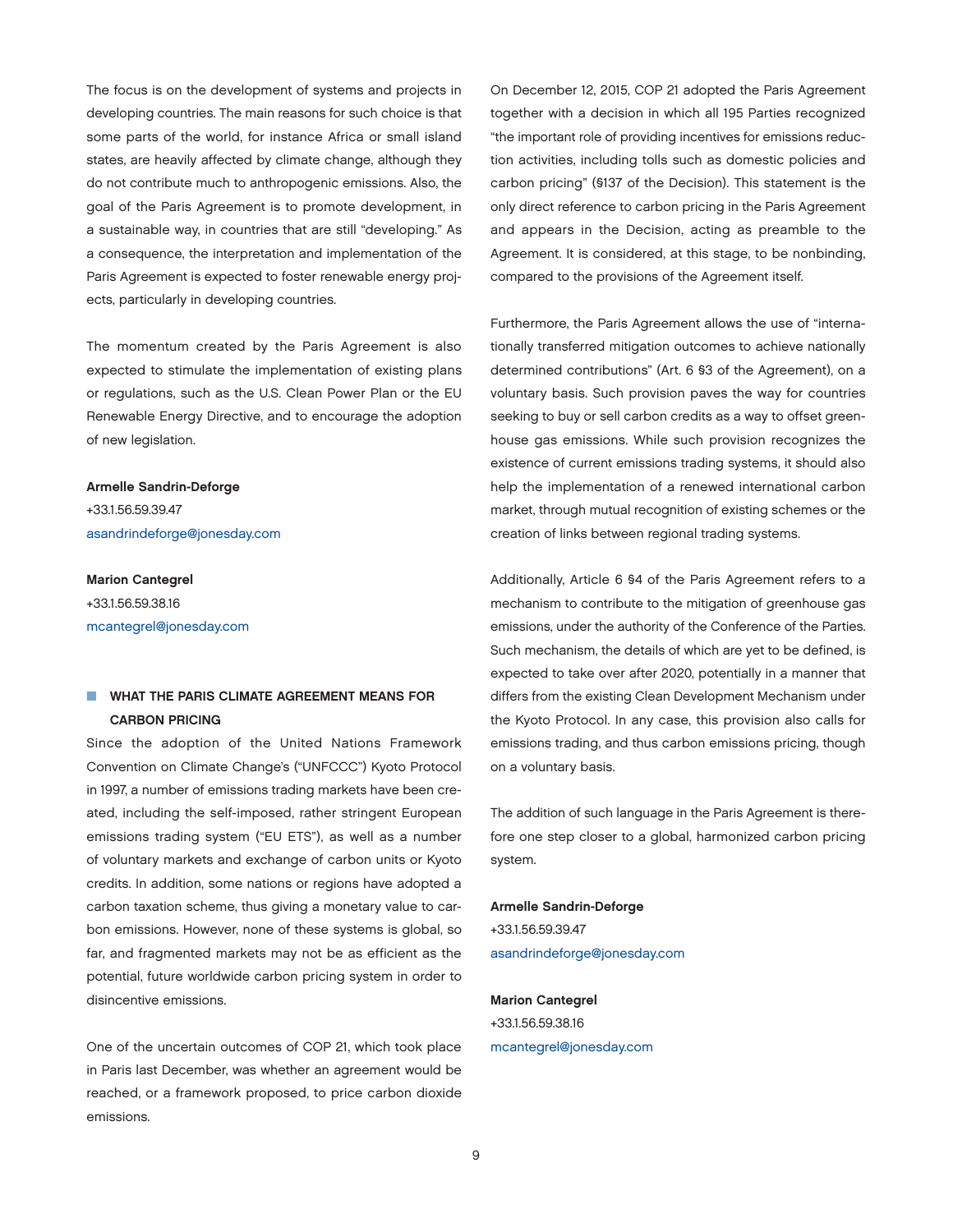The focus is on the development of systems and projects in developing countries. The main reasons for such choice is that some parts of the world, for instance Africa or small island states, are heavily affected by climate change, although they do not contribute much to anthropogenic emissions. Also, the goal of the Paris Agreement is to promote development, in a sustainable way, in countries that are still "developing." As a consequence, the interpretation and implementation of the Paris Agreement is expected to foster renewable energy projects, particularly in developing countries.

The momentum created by the Paris Agreement is also expected to stimulate the implementation of existing plans or regulations, such as the U.S. Clean Power Plan or the EU Renewable Energy Directive, and to encourage the adoption of new legislation.

**Armelle Sandrin-Deforge**
+33.1.56.59.39.47
asandrindeforge@jonesday.com

**Marion Cantegrel**
+33.1.56.59.38.16
mcantegrel@jonesday.com

## WHAT THE PARIS CLIMATE AGREEMENT MEANS FOR CARBON PRICING

Since the adoption of the United Nations Framework Convention on Climate Change's ("UNFCCC") Kyoto Protocol in 1997, a number of emissions trading markets have been created, including the self-imposed, rather stringent European emissions trading system ("EU ETS"), as well as a number of voluntary markets and exchange of carbon units or Kyoto credits. In addition, some nations or regions have adopted a carbon taxation scheme, thus giving a monetary value to carbon emissions. However, none of these systems is global, so far, and fragmented markets may not be as efficient as the potential, future worldwide carbon pricing system in order to disincentive emissions.

One of the uncertain outcomes of COP 21, which took place in Paris last December, was whether an agreement would be reached, or a framework proposed, to price carbon dioxide emissions.

On December 12, 2015, COP 21 adopted the Paris Agreement together with a decision in which all 195 Parties recognized "the important role of providing incentives for emissions reduction activities, including tolls such as domestic policies and carbon pricing" (§137 of the Decision). This statement is the only direct reference to carbon pricing in the Paris Agreement and appears in the Decision, acting as preamble to the Agreement. It is considered, at this stage, to be nonbinding, compared to the provisions of the Agreement itself.

Furthermore, the Paris Agreement allows the use of "internationally transferred mitigation outcomes to achieve nationally determined contributions" (Art. 6 §3 of the Agreement), on a voluntary basis. Such provision paves the way for countries seeking to buy or sell carbon credits as a way to offset greenhouse gas emissions. While such provision recognizes the existence of current emissions trading systems, it should also help the implementation of a renewed international carbon market, through mutual recognition of existing schemes or the creation of links between regional trading systems.

Additionally, Article 6 §4 of the Paris Agreement refers to a mechanism to contribute to the mitigation of greenhouse gas emissions, under the authority of the Conference of the Parties. Such mechanism, the details of which are yet to be defined, is expected to take over after 2020, potentially in a manner that differs from the existing Clean Development Mechanism under the Kyoto Protocol. In any case, this provision also calls for emissions trading, and thus carbon emissions pricing, though on a voluntary basis.

The addition of such language in the Paris Agreement is therefore one step closer to a global, harmonized carbon pricing system.

**Armelle Sandrin-Deforge**
+33.1.56.59.39.47
asandrindeforge@jonesday.com

**Marion Cantegrel**
+33.1.56.59.38.16
mcantegrel@jonesday.com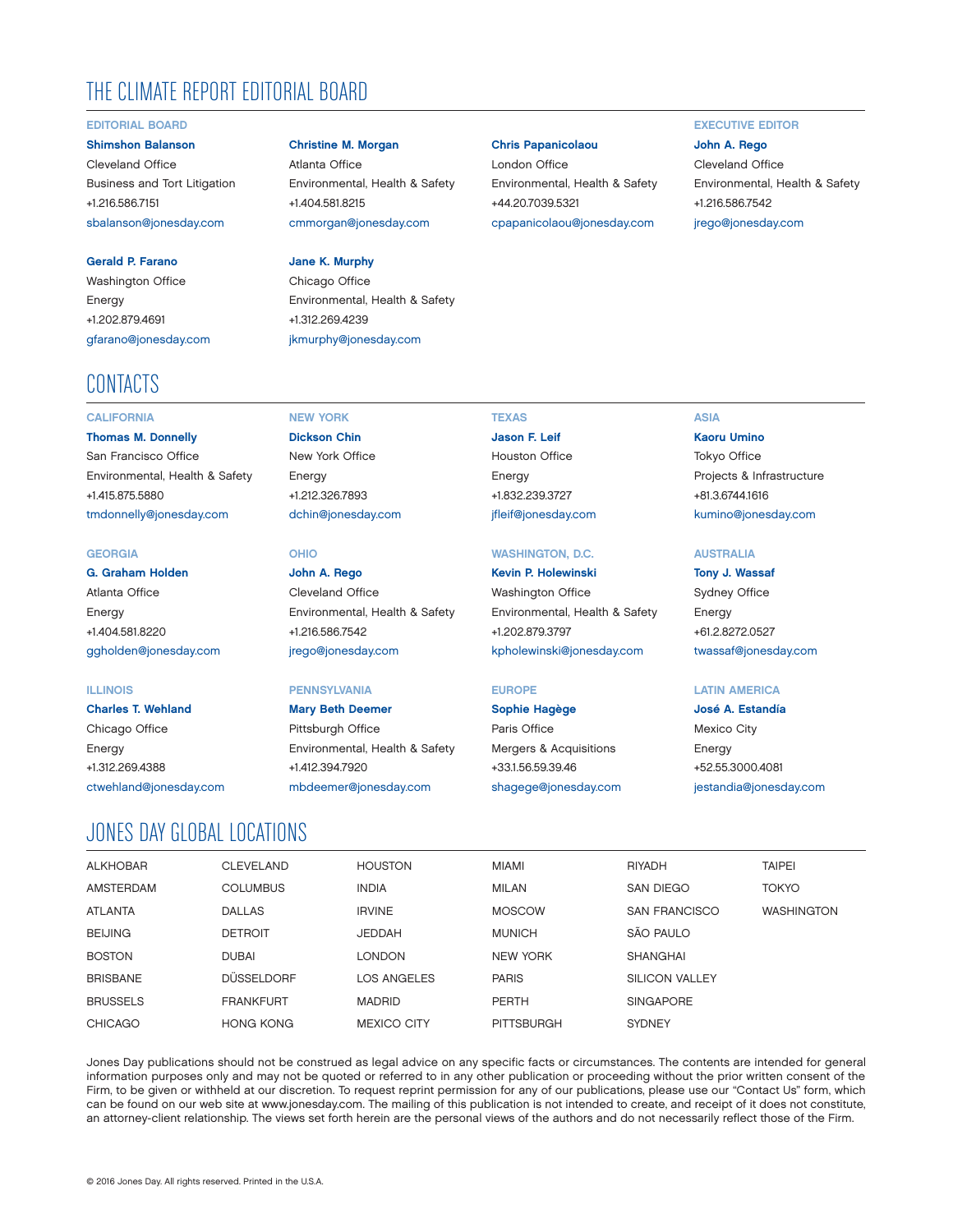# THE CLIMATE REPORT EDITORIAL BOARD

### EDITORIAL BOARD

**Shimshon Balanson**
Cleveland Office
Business and Tort Litigation
+1.216.586.7151
sbalanson@jonesday.com

**Christine M. Morgan**
Atlanta Office
Environmental, Health & Safety
+1.404.581.8215
cmmorgan@jonesday.com

**Chris Papanicolaou**
London Office
Environmental, Health & Safety
+44.20.7039.5321
cpapanicolaou@jonesday.com

**Gerald P. Farano**
Washington Office
Energy
+1.202.879.4691
gfarano@jonesday.com

**Jane K. Murphy**
Chicago Office
Environmental, Health & Safety
+1.312.269.4239
jkmurphy@jonesday.com

### EXECUTIVE EDITOR

**John A. Rego**
Cleveland Office
Environmental, Health & Safety
+1.216.586.7542
jrego@jonesday.com

# CONTACTS

### CALIFORNIA

**Thomas M. Donnelly**
San Francisco Office
Environmental, Health & Safety
+1.415.875.5880
tmdonnelly@jonesday.com

### GEORGIA

**G. Graham Holden**
Atlanta Office
Energy
+1.404.581.8220
ggholden@jonesday.com

### ILLINOIS

**Charles T. Wehland**
Chicago Office
Energy
+1.312.269.4388
ctwehland@jonesday.com

### NEW YORK

**Dickson Chin**
New York Office
Energy
+1.212.326.7893
dchin@jonesday.com

### OHIO

**John A. Rego**
Cleveland Office
Environmental, Health & Safety
+1.216.586.7542
jrego@jonesday.com

### PENNSYLVANIA

**Mary Beth Deemer**
Pittsburgh Office
Environmental, Health & Safety
+1.412.394.7920
mbdeemer@jonesday.com

### TEXAS

**Jason F. Leif**
Houston Office
Energy
+1.832.239.3727
jfleif@jonesday.com

### WASHINGTON, D.C.

**Kevin P. Holewinski**
Washington Office
Environmental, Health & Safety
+1.202.879.3797
kpholewinski@jonesday.com

### EUROPE

**Sophie Hagège**
Paris Office
Mergers & Acquisitions
+33.1.56.59.39.46
shagege@jonesday.com

### ASIA

**Kaoru Umino**
Tokyo Office
Projects & Infrastructure
+81.3.6744.1616
kumino@jonesday.com

### AUSTRALIA

**Tony J. Wassaf**
Sydney Office
Energy
+61.2.8272.0527
twassaf@jonesday.com

### LATIN AMERICA

**José A. Estandía**
Mexico City
Energy
+52.55.3000.4081
jestandia@jonesday.com

# JONES DAY GLOBAL LOCATIONS

| | | | | | |
|---|---|---|---|---|---|
| ALKHOBAR | CLEVELAND | HOUSTON | MIAMI | RIYADH | TAIPEI |
| AMSTERDAM | COLUMBUS | INDIA | MILAN | SAN DIEGO | TOKYO |
| ATLANTA | DALLAS | IRVINE | MOSCOW | SAN FRANCISCO | WASHINGTON |
| BEIJING | DETROIT | JEDDAH | MUNICH | SÃO PAULO | |
| BOSTON | DUBAI | LONDON | NEW YORK | SHANGHAI | |
| BRISBANE | DÜSSELDORF | LOS ANGELES | PARIS | SILICON VALLEY | |
| BRUSSELS | FRANKFURT | MADRID | PERTH | SINGAPORE | |
| CHICAGO | HONG KONG | MEXICO CITY | PITTSBURGH | SYDNEY | |

Jones Day publications should not be construed as legal advice on any specific facts or circumstances. The contents are intended for general information purposes only and may not be quoted or referred to in any other publication or proceeding without the prior written consent of the Firm, to be given or withheld at our discretion. To request reprint permission for any of our publications, please use our "Contact Us" form, which can be found on our web site at www.jonesday.com. The mailing of this publication is not intended to create, and receipt of it does not constitute, an attorney-client relationship. The views set forth herein are the personal views of the authors and do not necessarily reflect those of the Firm.

© 2016 Jones Day. All rights reserved. Printed in the U.S.A.